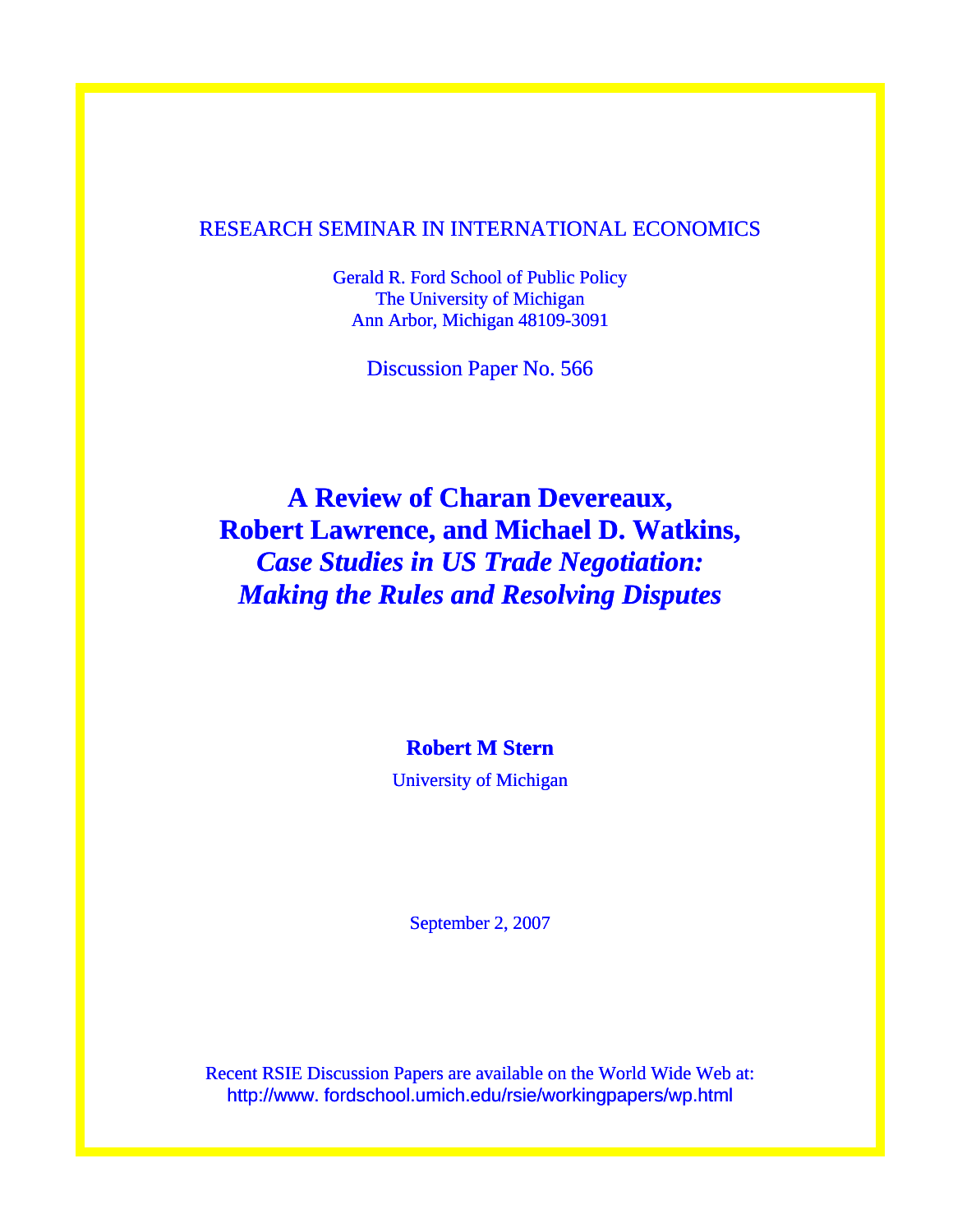RESEARCH SEMINAR IN INTERNATIONAL ECONOMICS

Gerald R. Ford School of Public Policy
The University of Michigan
Ann Arbor, Michigan 48109-3091

Discussion Paper No. 566

# A Review of Charan Devereaux, Robert Lawrence, and Michael D. Watkins, *Case Studies in US Trade Negotiation: Making the Rules and Resolving Disputes*

**Robert M Stern**

University of Michigan

September 2, 2007

Recent RSIE Discussion Papers are available on the World Wide Web at:
http://www. fordschool.umich.edu/rsie/workingpapers/wp.html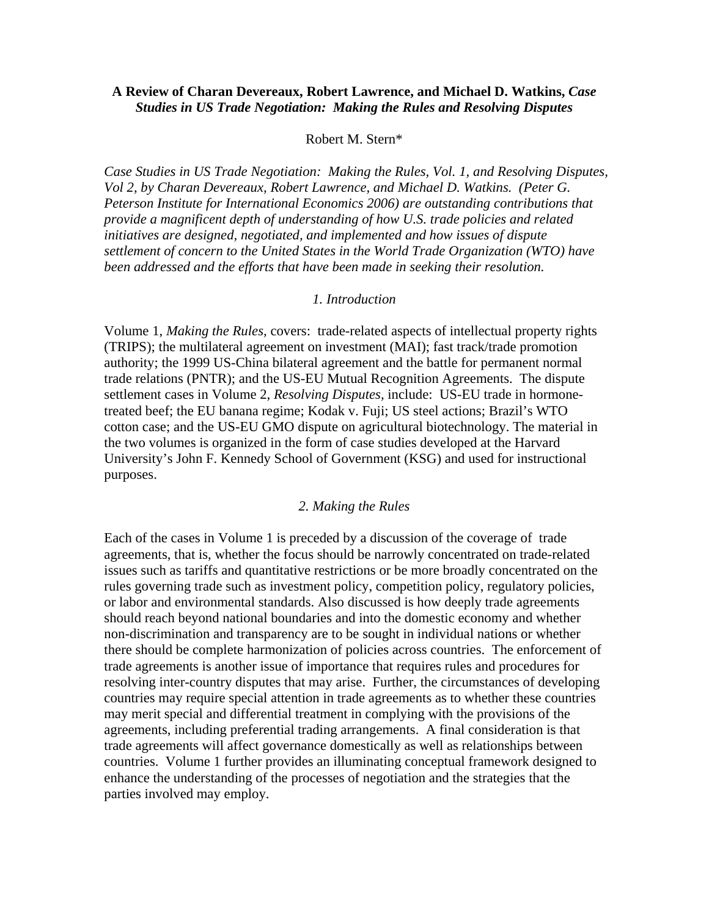**A Review of Charan Devereaux, Robert Lawrence, and Michael D. Watkins,** ***Case Studies in US Trade Negotiation: Making the Rules and Resolving Disputes***

Robert M. Stern*

*Case Studies in US Trade Negotiation: Making the Rules, Vol. 1, and Resolving Disputes, Vol 2, by Charan Devereaux, Robert Lawrence, and Michael D. Watkins. (Peter G. Peterson Institute for International Economics 2006) are outstanding contributions that provide a magnificent depth of understanding of how U.S. trade policies and related initiatives are designed, negotiated, and implemented and how issues of dispute settlement of concern to the United States in the World Trade Organization (WTO) have been addressed and the efforts that have been made in seeking their resolution.*

## *1. Introduction*

Volume 1, *Making the Rules,* covers: trade-related aspects of intellectual property rights (TRIPS); the multilateral agreement on investment (MAI); fast track/trade promotion authority; the 1999 US-China bilateral agreement and the battle for permanent normal trade relations (PNTR); and the US-EU Mutual Recognition Agreements. The dispute settlement cases in Volume 2, *Resolving Disputes,* include: US-EU trade in hormone-treated beef; the EU banana regime; Kodak v. Fuji; US steel actions; Brazil's WTO cotton case; and the US-EU GMO dispute on agricultural biotechnology. The material in the two volumes is organized in the form of case studies developed at the Harvard University's John F. Kennedy School of Government (KSG) and used for instructional purposes.

## *2. Making the Rules*

Each of the cases in Volume 1 is preceded by a discussion of the coverage of trade agreements, that is, whether the focus should be narrowly concentrated on trade-related issues such as tariffs and quantitative restrictions or be more broadly concentrated on the rules governing trade such as investment policy, competition policy, regulatory policies, or labor and environmental standards. Also discussed is how deeply trade agreements should reach beyond national boundaries and into the domestic economy and whether non-discrimination and transparency are to be sought in individual nations or whether there should be complete harmonization of policies across countries. The enforcement of trade agreements is another issue of importance that requires rules and procedures for resolving inter-country disputes that may arise. Further, the circumstances of developing countries may require special attention in trade agreements as to whether these countries may merit special and differential treatment in complying with the provisions of the agreements, including preferential trading arrangements. A final consideration is that trade agreements will affect governance domestically as well as relationships between countries. Volume 1 further provides an illuminating conceptual framework designed to enhance the understanding of the processes of negotiation and the strategies that the parties involved may employ.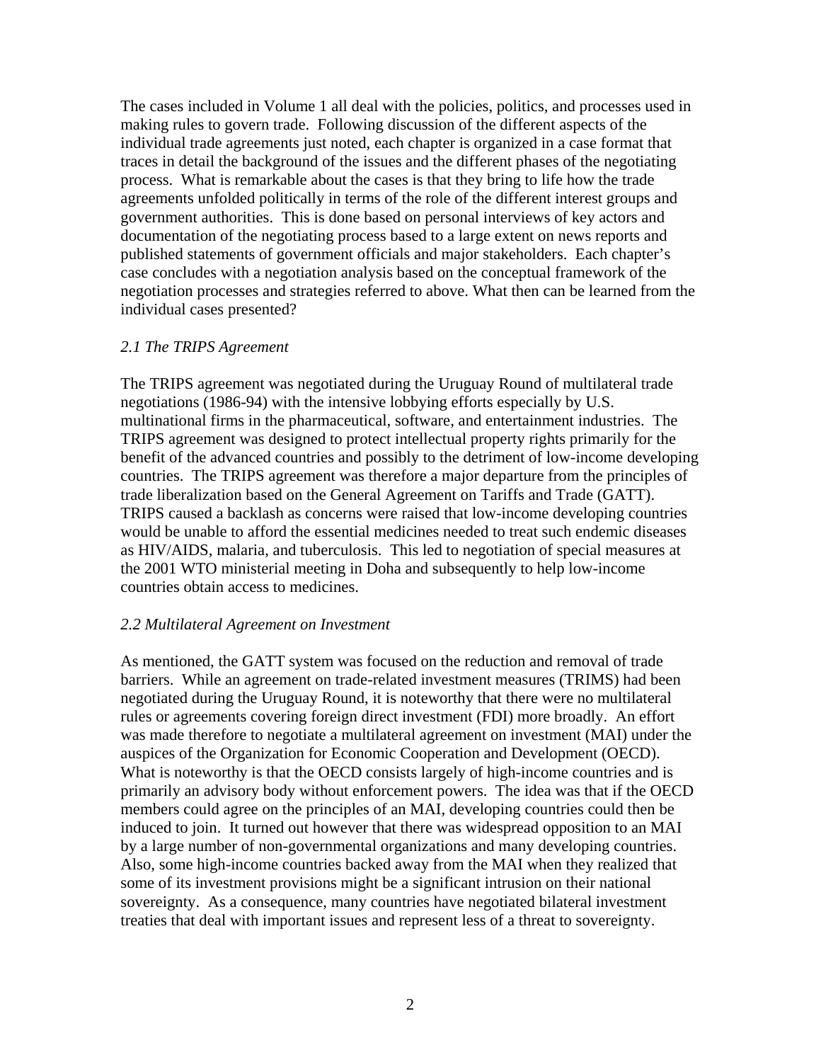The cases included in Volume 1 all deal with the policies, politics, and processes used in making rules to govern trade. Following discussion of the different aspects of the individual trade agreements just noted, each chapter is organized in a case format that traces in detail the background of the issues and the different phases of the negotiating process. What is remarkable about the cases is that they bring to life how the trade agreements unfolded politically in terms of the role of the different interest groups and government authorities. This is done based on personal interviews of key actors and documentation of the negotiating process based to a large extent on news reports and published statements of government officials and major stakeholders. Each chapter's case concludes with a negotiation analysis based on the conceptual framework of the negotiation processes and strategies referred to above. What then can be learned from the individual cases presented?

### *2.1 The TRIPS Agreement*

The TRIPS agreement was negotiated during the Uruguay Round of multilateral trade negotiations (1986-94) with the intensive lobbying efforts especially by U.S. multinational firms in the pharmaceutical, software, and entertainment industries. The TRIPS agreement was designed to protect intellectual property rights primarily for the benefit of the advanced countries and possibly to the detriment of low-income developing countries. The TRIPS agreement was therefore a major departure from the principles of trade liberalization based on the General Agreement on Tariffs and Trade (GATT). TRIPS caused a backlash as concerns were raised that low-income developing countries would be unable to afford the essential medicines needed to treat such endemic diseases as HIV/AIDS, malaria, and tuberculosis. This led to negotiation of special measures at the 2001 WTO ministerial meeting in Doha and subsequently to help low-income countries obtain access to medicines.

### *2.2 Multilateral Agreement on Investment*

As mentioned, the GATT system was focused on the reduction and removal of trade barriers. While an agreement on trade-related investment measures (TRIMS) had been negotiated during the Uruguay Round, it is noteworthy that there were no multilateral rules or agreements covering foreign direct investment (FDI) more broadly. An effort was made therefore to negotiate a multilateral agreement on investment (MAI) under the auspices of the Organization for Economic Cooperation and Development (OECD). What is noteworthy is that the OECD consists largely of high-income countries and is primarily an advisory body without enforcement powers. The idea was that if the OECD members could agree on the principles of an MAI, developing countries could then be induced to join. It turned out however that there was widespread opposition to an MAI by a large number of non-governmental organizations and many developing countries. Also, some high-income countries backed away from the MAI when they realized that some of its investment provisions might be a significant intrusion on their national sovereignty. As a consequence, many countries have negotiated bilateral investment treaties that deal with important issues and represent less of a threat to sovereignty.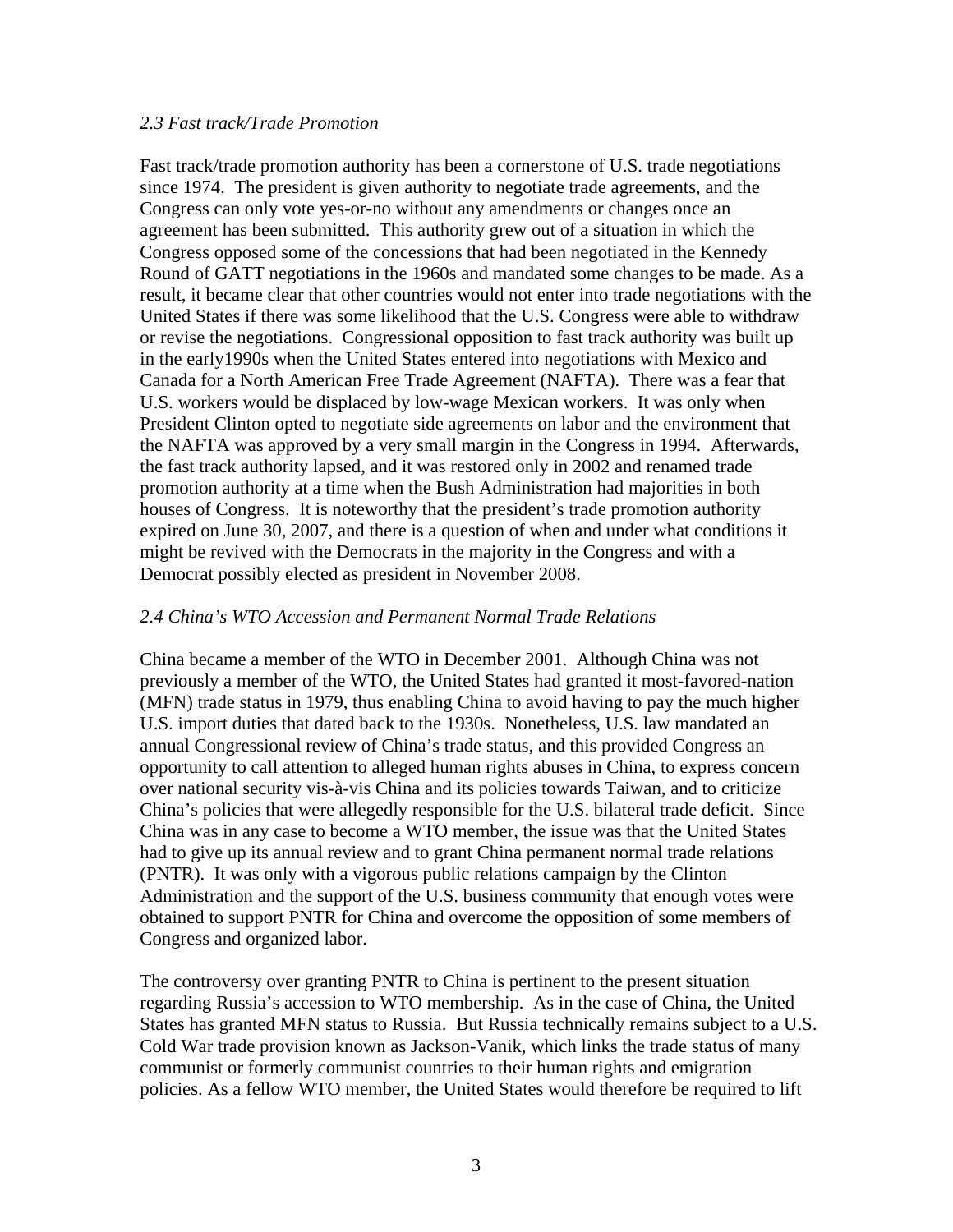*2.3 Fast track/Trade Promotion*

Fast track/trade promotion authority has been a cornerstone of U.S. trade negotiations since 1974. The president is given authority to negotiate trade agreements, and the Congress can only vote yes-or-no without any amendments or changes once an agreement has been submitted. This authority grew out of a situation in which the Congress opposed some of the concessions that had been negotiated in the Kennedy Round of GATT negotiations in the 1960s and mandated some changes to be made. As a result, it became clear that other countries would not enter into trade negotiations with the United States if there was some likelihood that the U.S. Congress were able to withdraw or revise the negotiations. Congressional opposition to fast track authority was built up in the early1990s when the United States entered into negotiations with Mexico and Canada for a North American Free Trade Agreement (NAFTA). There was a fear that U.S. workers would be displaced by low-wage Mexican workers. It was only when President Clinton opted to negotiate side agreements on labor and the environment that the NAFTA was approved by a very small margin in the Congress in 1994. Afterwards, the fast track authority lapsed, and it was restored only in 2002 and renamed trade promotion authority at a time when the Bush Administration had majorities in both houses of Congress. It is noteworthy that the president's trade promotion authority expired on June 30, 2007, and there is a question of when and under what conditions it might be revived with the Democrats in the majority in the Congress and with a Democrat possibly elected as president in November 2008.

*2.4 China's WTO Accession and Permanent Normal Trade Relations*

China became a member of the WTO in December 2001. Although China was not previously a member of the WTO, the United States had granted it most-favored-nation (MFN) trade status in 1979, thus enabling China to avoid having to pay the much higher U.S. import duties that dated back to the 1930s. Nonetheless, U.S. law mandated an annual Congressional review of China's trade status, and this provided Congress an opportunity to call attention to alleged human rights abuses in China, to express concern over national security vis-à-vis China and its policies towards Taiwan, and to criticize China's policies that were allegedly responsible for the U.S. bilateral trade deficit. Since China was in any case to become a WTO member, the issue was that the United States had to give up its annual review and to grant China permanent normal trade relations (PNTR). It was only with a vigorous public relations campaign by the Clinton Administration and the support of the U.S. business community that enough votes were obtained to support PNTR for China and overcome the opposition of some members of Congress and organized labor.

The controversy over granting PNTR to China is pertinent to the present situation regarding Russia's accession to WTO membership. As in the case of China, the United States has granted MFN status to Russia. But Russia technically remains subject to a U.S. Cold War trade provision known as Jackson-Vanik, which links the trade status of many communist or formerly communist countries to their human rights and emigration policies. As a fellow WTO member, the United States would therefore be required to lift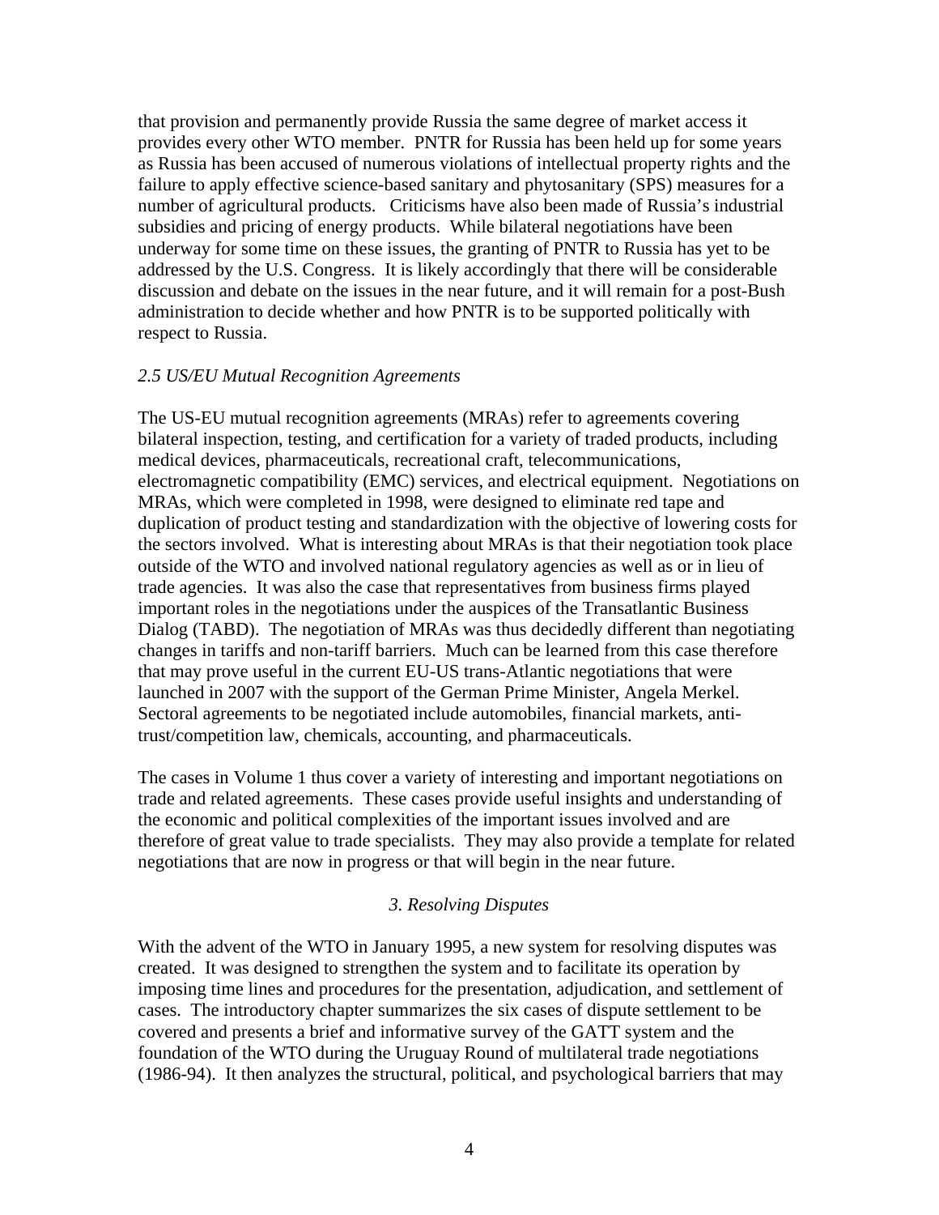that provision and permanently provide Russia the same degree of market access it provides every other WTO member. PNTR for Russia has been held up for some years as Russia has been accused of numerous violations of intellectual property rights and the failure to apply effective science-based sanitary and phytosanitary (SPS) measures for a number of agricultural products. Criticisms have also been made of Russia's industrial subsidies and pricing of energy products. While bilateral negotiations have been underway for some time on these issues, the granting of PNTR to Russia has yet to be addressed by the U.S. Congress. It is likely accordingly that there will be considerable discussion and debate on the issues in the near future, and it will remain for a post-Bush administration to decide whether and how PNTR is to be supported politically with respect to Russia.

### *2.5 US/EU Mutual Recognition Agreements*

The US-EU mutual recognition agreements (MRAs) refer to agreements covering bilateral inspection, testing, and certification for a variety of traded products, including medical devices, pharmaceuticals, recreational craft, telecommunications, electromagnetic compatibility (EMC) services, and electrical equipment. Negotiations on MRAs, which were completed in 1998, were designed to eliminate red tape and duplication of product testing and standardization with the objective of lowering costs for the sectors involved. What is interesting about MRAs is that their negotiation took place outside of the WTO and involved national regulatory agencies as well as or in lieu of trade agencies. It was also the case that representatives from business firms played important roles in the negotiations under the auspices of the Transatlantic Business Dialog (TABD). The negotiation of MRAs was thus decidedly different than negotiating changes in tariffs and non-tariff barriers. Much can be learned from this case therefore that may prove useful in the current EU-US trans-Atlantic negotiations that were launched in 2007 with the support of the German Prime Minister, Angela Merkel. Sectoral agreements to be negotiated include automobiles, financial markets, anti-trust/competition law, chemicals, accounting, and pharmaceuticals.

The cases in Volume 1 thus cover a variety of interesting and important negotiations on trade and related agreements. These cases provide useful insights and understanding of the economic and political complexities of the important issues involved and are therefore of great value to trade specialists. They may also provide a template for related negotiations that are now in progress or that will begin in the near future.

## *3. Resolving Disputes*

With the advent of the WTO in January 1995, a new system for resolving disputes was created. It was designed to strengthen the system and to facilitate its operation by imposing time lines and procedures for the presentation, adjudication, and settlement of cases. The introductory chapter summarizes the six cases of dispute settlement to be covered and presents a brief and informative survey of the GATT system and the foundation of the WTO during the Uruguay Round of multilateral trade negotiations (1986-94). It then analyzes the structural, political, and psychological barriers that may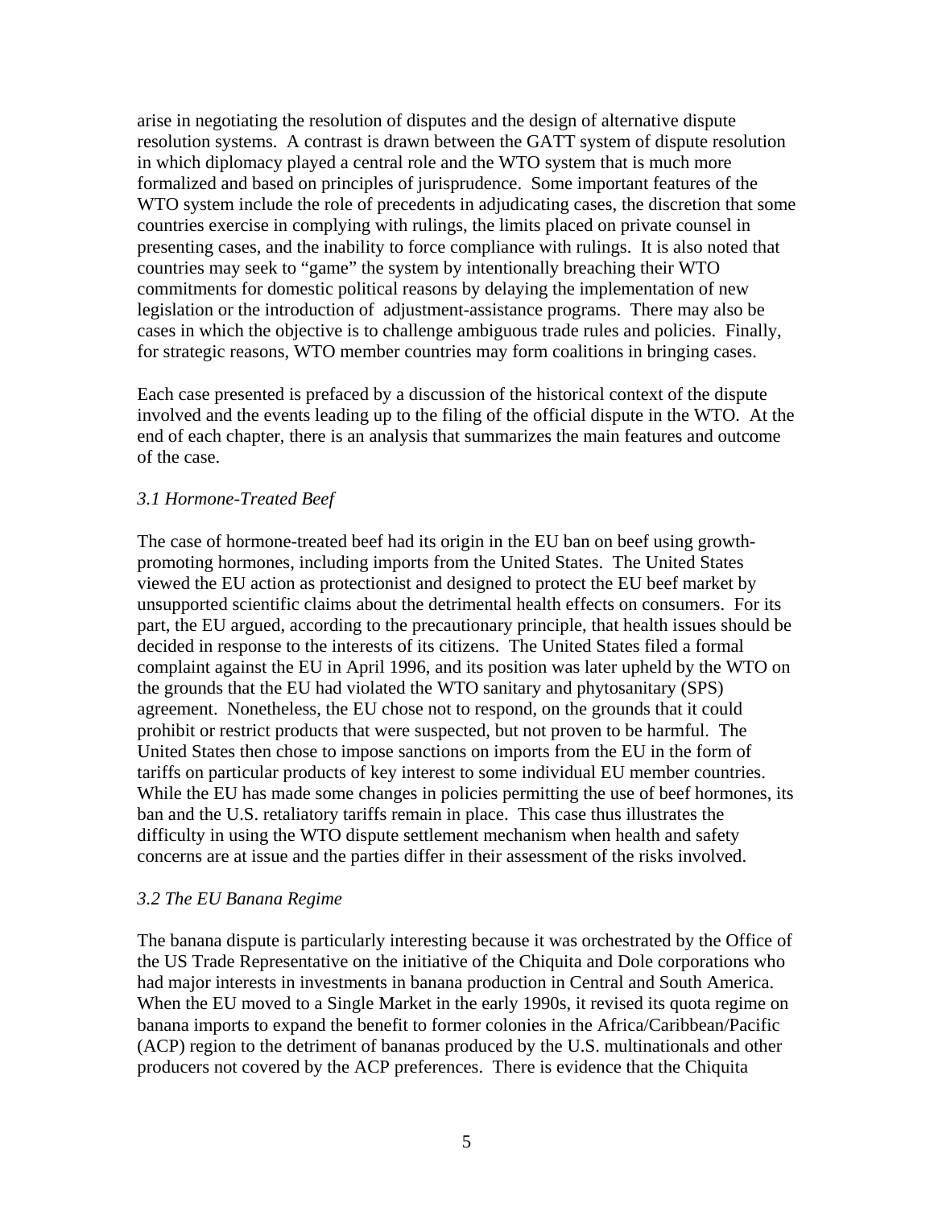arise in negotiating the resolution of disputes and the design of alternative dispute resolution systems. A contrast is drawn between the GATT system of dispute resolution in which diplomacy played a central role and the WTO system that is much more formalized and based on principles of jurisprudence. Some important features of the WTO system include the role of precedents in adjudicating cases, the discretion that some countries exercise in complying with rulings, the limits placed on private counsel in presenting cases, and the inability to force compliance with rulings. It is also noted that countries may seek to "game" the system by intentionally breaching their WTO commitments for domestic political reasons by delaying the implementation of new legislation or the introduction of adjustment-assistance programs. There may also be cases in which the objective is to challenge ambiguous trade rules and policies. Finally, for strategic reasons, WTO member countries may form coalitions in bringing cases.

Each case presented is prefaced by a discussion of the historical context of the dispute involved and the events leading up to the filing of the official dispute in the WTO. At the end of each chapter, there is an analysis that summarizes the main features and outcome of the case.

### *3.1 Hormone-Treated Beef*

The case of hormone-treated beef had its origin in the EU ban on beef using growth-promoting hormones, including imports from the United States. The United States viewed the EU action as protectionist and designed to protect the EU beef market by unsupported scientific claims about the detrimental health effects on consumers. For its part, the EU argued, according to the precautionary principle, that health issues should be decided in response to the interests of its citizens. The United States filed a formal complaint against the EU in April 1996, and its position was later upheld by the WTO on the grounds that the EU had violated the WTO sanitary and phytosanitary (SPS) agreement. Nonetheless, the EU chose not to respond, on the grounds that it could prohibit or restrict products that were suspected, but not proven to be harmful. The United States then chose to impose sanctions on imports from the EU in the form of tariffs on particular products of key interest to some individual EU member countries. While the EU has made some changes in policies permitting the use of beef hormones, its ban and the U.S. retaliatory tariffs remain in place. This case thus illustrates the difficulty in using the WTO dispute settlement mechanism when health and safety concerns are at issue and the parties differ in their assessment of the risks involved.

### *3.2 The EU Banana Regime*

The banana dispute is particularly interesting because it was orchestrated by the Office of the US Trade Representative on the initiative of the Chiquita and Dole corporations who had major interests in investments in banana production in Central and South America. When the EU moved to a Single Market in the early 1990s, it revised its quota regime on banana imports to expand the benefit to former colonies in the Africa/Caribbean/Pacific (ACP) region to the detriment of bananas produced by the U.S. multinationals and other producers not covered by the ACP preferences. There is evidence that the Chiquita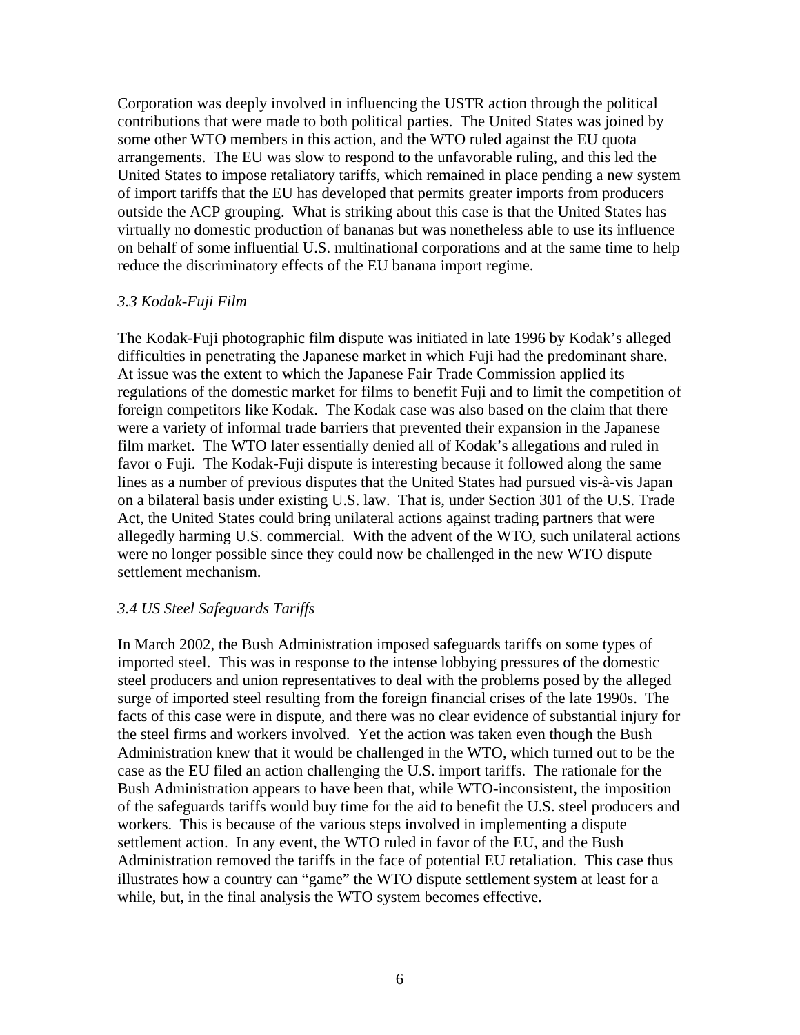Corporation was deeply involved in influencing the USTR action through the political contributions that were made to both political parties. The United States was joined by some other WTO members in this action, and the WTO ruled against the EU quota arrangements. The EU was slow to respond to the unfavorable ruling, and this led the United States to impose retaliatory tariffs, which remained in place pending a new system of import tariffs that the EU has developed that permits greater imports from producers outside the ACP grouping. What is striking about this case is that the United States has virtually no domestic production of bananas but was nonetheless able to use its influence on behalf of some influential U.S. multinational corporations and at the same time to help reduce the discriminatory effects of the EU banana import regime.

### *3.3 Kodak-Fuji Film*

The Kodak-Fuji photographic film dispute was initiated in late 1996 by Kodak's alleged difficulties in penetrating the Japanese market in which Fuji had the predominant share. At issue was the extent to which the Japanese Fair Trade Commission applied its regulations of the domestic market for films to benefit Fuji and to limit the competition of foreign competitors like Kodak. The Kodak case was also based on the claim that there were a variety of informal trade barriers that prevented their expansion in the Japanese film market. The WTO later essentially denied all of Kodak's allegations and ruled in favor o Fuji. The Kodak-Fuji dispute is interesting because it followed along the same lines as a number of previous disputes that the United States had pursued vis-à-vis Japan on a bilateral basis under existing U.S. law. That is, under Section 301 of the U.S. Trade Act, the United States could bring unilateral actions against trading partners that were allegedly harming U.S. commercial. With the advent of the WTO, such unilateral actions were no longer possible since they could now be challenged in the new WTO dispute settlement mechanism.

### *3.4 US Steel Safeguards Tariffs*

In March 2002, the Bush Administration imposed safeguards tariffs on some types of imported steel. This was in response to the intense lobbying pressures of the domestic steel producers and union representatives to deal with the problems posed by the alleged surge of imported steel resulting from the foreign financial crises of the late 1990s. The facts of this case were in dispute, and there was no clear evidence of substantial injury for the steel firms and workers involved. Yet the action was taken even though the Bush Administration knew that it would be challenged in the WTO, which turned out to be the case as the EU filed an action challenging the U.S. import tariffs. The rationale for the Bush Administration appears to have been that, while WTO-inconsistent, the imposition of the safeguards tariffs would buy time for the aid to benefit the U.S. steel producers and workers. This is because of the various steps involved in implementing a dispute settlement action. In any event, the WTO ruled in favor of the EU, and the Bush Administration removed the tariffs in the face of potential EU retaliation. This case thus illustrates how a country can "game" the WTO dispute settlement system at least for a while, but, in the final analysis the WTO system becomes effective.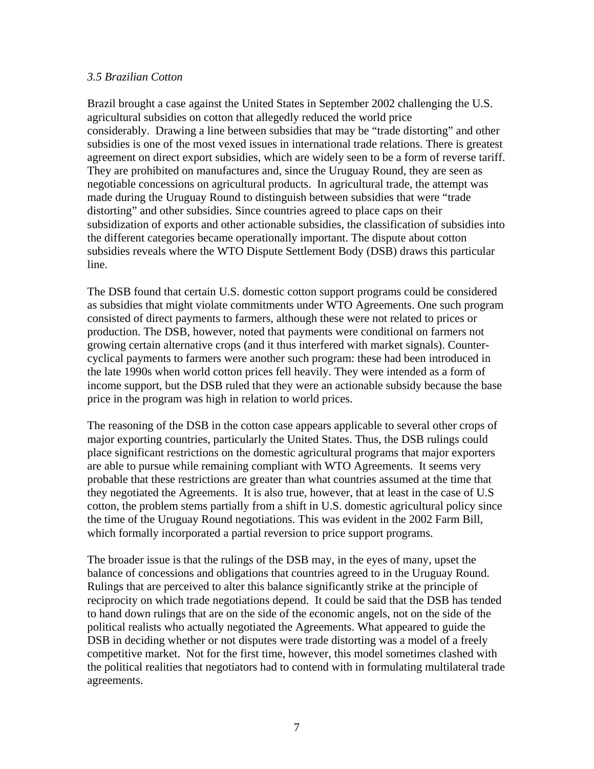*3.5 Brazilian Cotton*

Brazil brought a case against the United States in September 2002 challenging the U.S. agricultural subsidies on cotton that allegedly reduced the world price considerably. Drawing a line between subsidies that may be "trade distorting" and other subsidies is one of the most vexed issues in international trade relations. There is greatest agreement on direct export subsidies, which are widely seen to be a form of reverse tariff. They are prohibited on manufactures and, since the Uruguay Round, they are seen as negotiable concessions on agricultural products. In agricultural trade, the attempt was made during the Uruguay Round to distinguish between subsidies that were "trade distorting" and other subsidies. Since countries agreed to place caps on their subsidization of exports and other actionable subsidies, the classification of subsidies into the different categories became operationally important. The dispute about cotton subsidies reveals where the WTO Dispute Settlement Body (DSB) draws this particular line.

The DSB found that certain U.S. domestic cotton support programs could be considered as subsidies that might violate commitments under WTO Agreements. One such program consisted of direct payments to farmers, although these were not related to prices or production. The DSB, however, noted that payments were conditional on farmers not growing certain alternative crops (and it thus interfered with market signals). Counter-cyclical payments to farmers were another such program: these had been introduced in the late 1990s when world cotton prices fell heavily. They were intended as a form of income support, but the DSB ruled that they were an actionable subsidy because the base price in the program was high in relation to world prices.

The reasoning of the DSB in the cotton case appears applicable to several other crops of major exporting countries, particularly the United States. Thus, the DSB rulings could place significant restrictions on the domestic agricultural programs that major exporters are able to pursue while remaining compliant with WTO Agreements. It seems very probable that these restrictions are greater than what countries assumed at the time that they negotiated the Agreements. It is also true, however, that at least in the case of U.S cotton, the problem stems partially from a shift in U.S. domestic agricultural policy since the time of the Uruguay Round negotiations. This was evident in the 2002 Farm Bill, which formally incorporated a partial reversion to price support programs.

The broader issue is that the rulings of the DSB may, in the eyes of many, upset the balance of concessions and obligations that countries agreed to in the Uruguay Round. Rulings that are perceived to alter this balance significantly strike at the principle of reciprocity on which trade negotiations depend. It could be said that the DSB has tended to hand down rulings that are on the side of the economic angels, not on the side of the political realists who actually negotiated the Agreements. What appeared to guide the DSB in deciding whether or not disputes were trade distorting was a model of a freely competitive market. Not for the first time, however, this model sometimes clashed with the political realities that negotiators had to contend with in formulating multilateral trade agreements.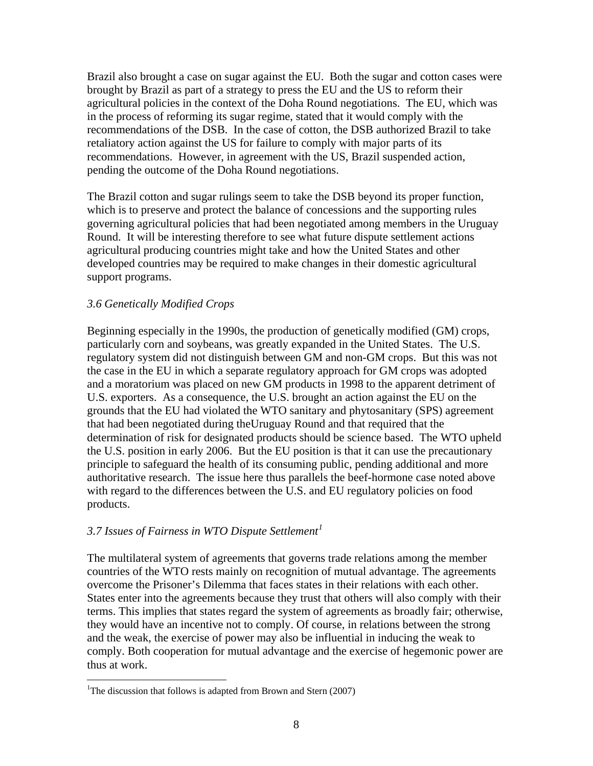Brazil also brought a case on sugar against the EU. Both the sugar and cotton cases were brought by Brazil as part of a strategy to press the EU and the US to reform their agricultural policies in the context of the Doha Round negotiations. The EU, which was in the process of reforming its sugar regime, stated that it would comply with the recommendations of the DSB. In the case of cotton, the DSB authorized Brazil to take retaliatory action against the US for failure to comply with major parts of its recommendations. However, in agreement with the US, Brazil suspended action, pending the outcome of the Doha Round negotiations.

The Brazil cotton and sugar rulings seem to take the DSB beyond its proper function, which is to preserve and protect the balance of concessions and the supporting rules governing agricultural policies that had been negotiated among members in the Uruguay Round. It will be interesting therefore to see what future dispute settlement actions agricultural producing countries might take and how the United States and other developed countries may be required to make changes in their domestic agricultural support programs.

### *3.6 Genetically Modified Crops*

Beginning especially in the 1990s, the production of genetically modified (GM) crops, particularly corn and soybeans, was greatly expanded in the United States. The U.S. regulatory system did not distinguish between GM and non-GM crops. But this was not the case in the EU in which a separate regulatory approach for GM crops was adopted and a moratorium was placed on new GM products in 1998 to the apparent detriment of U.S. exporters. As a consequence, the U.S. brought an action against the EU on the grounds that the EU had violated the WTO sanitary and phytosanitary (SPS) agreement that had been negotiated during theUruguay Round and that required that the determination of risk for designated products should be science based. The WTO upheld the U.S. position in early 2006. But the EU position is that it can use the precautionary principle to safeguard the health of its consuming public, pending additional and more authoritative research. The issue here thus parallels the beef-hormone case noted above with regard to the differences between the U.S. and EU regulatory policies on food products.

### *3.7 Issues of Fairness in WTO Dispute Settlement*[1]

The multilateral system of agreements that governs trade relations among the member countries of the WTO rests mainly on recognition of mutual advantage. The agreements overcome the Prisoner's Dilemma that faces states in their relations with each other. States enter into the agreements because they trust that others will also comply with their terms. This implies that states regard the system of agreements as broadly fair; otherwise, they would have an incentive not to comply. Of course, in relations between the strong and the weak, the exercise of power may also be influential in inducing the weak to comply. Both cooperation for mutual advantage and the exercise of hegemonic power are thus at work.

[1] The discussion that follows is adapted from Brown and Stern (2007)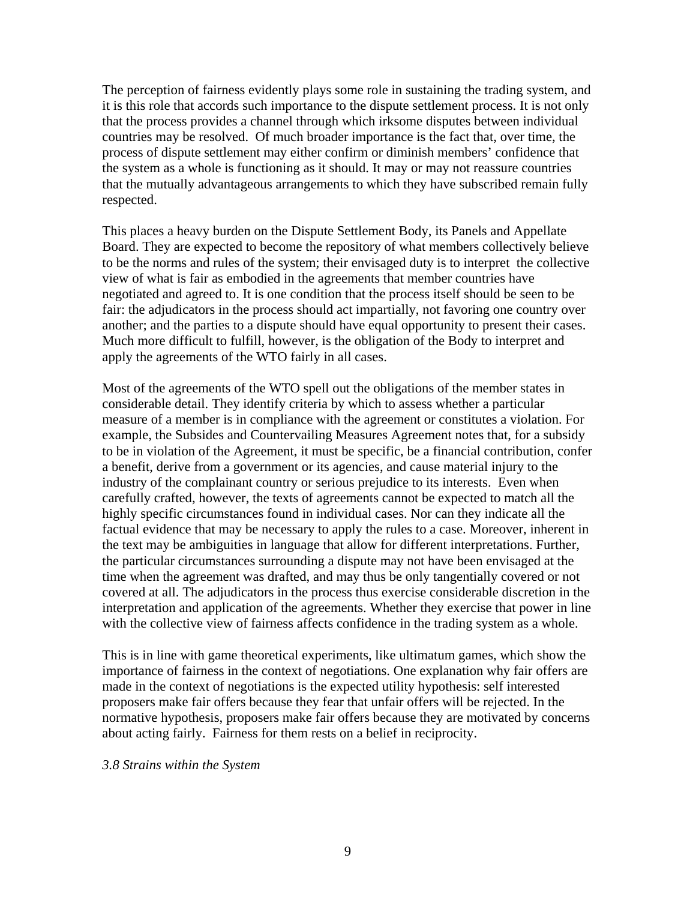The perception of fairness evidently plays some role in sustaining the trading system, and it is this role that accords such importance to the dispute settlement process. It is not only that the process provides a channel through which irksome disputes between individual countries may be resolved.  Of much broader importance is the fact that, over time, the process of dispute settlement may either confirm or diminish members' confidence that the system as a whole is functioning as it should. It may or may not reassure countries that the mutually advantageous arrangements to which they have subscribed remain fully respected.

This places a heavy burden on the Dispute Settlement Body, its Panels and Appellate Board. They are expected to become the repository of what members collectively believe to be the norms and rules of the system; their envisaged duty is to interpret  the collective view of what is fair as embodied in the agreements that member countries have negotiated and agreed to. It is one condition that the process itself should be seen to be fair: the adjudicators in the process should act impartially, not favoring one country over another; and the parties to a dispute should have equal opportunity to present their cases. Much more difficult to fulfill, however, is the obligation of the Body to interpret and apply the agreements of the WTO fairly in all cases.

Most of the agreements of the WTO spell out the obligations of the member states in considerable detail. They identify criteria by which to assess whether a particular measure of a member is in compliance with the agreement or constitutes a violation. For example, the Subsides and Countervailing Measures Agreement notes that, for a subsidy to be in violation of the Agreement, it must be specific, be a financial contribution, confer a benefit, derive from a government or its agencies, and cause material injury to the industry of the complainant country or serious prejudice to its interests.  Even when carefully crafted, however, the texts of agreements cannot be expected to match all the highly specific circumstances found in individual cases. Nor can they indicate all the factual evidence that may be necessary to apply the rules to a case. Moreover, inherent in the text may be ambiguities in language that allow for different interpretations. Further, the particular circumstances surrounding a dispute may not have been envisaged at the time when the agreement was drafted, and may thus be only tangentially covered or not covered at all. The adjudicators in the process thus exercise considerable discretion in the interpretation and application of the agreements. Whether they exercise that power in line with the collective view of fairness affects confidence in the trading system as a whole.

This is in line with game theoretical experiments, like ultimatum games, which show the importance of fairness in the context of negotiations. One explanation why fair offers are made in the context of negotiations is the expected utility hypothesis: self interested proposers make fair offers because they fear that unfair offers will be rejected. In the normative hypothesis, proposers make fair offers because they are motivated by concerns about acting fairly.  Fairness for them rests on a belief in reciprocity.

*3.8 Strains within the System*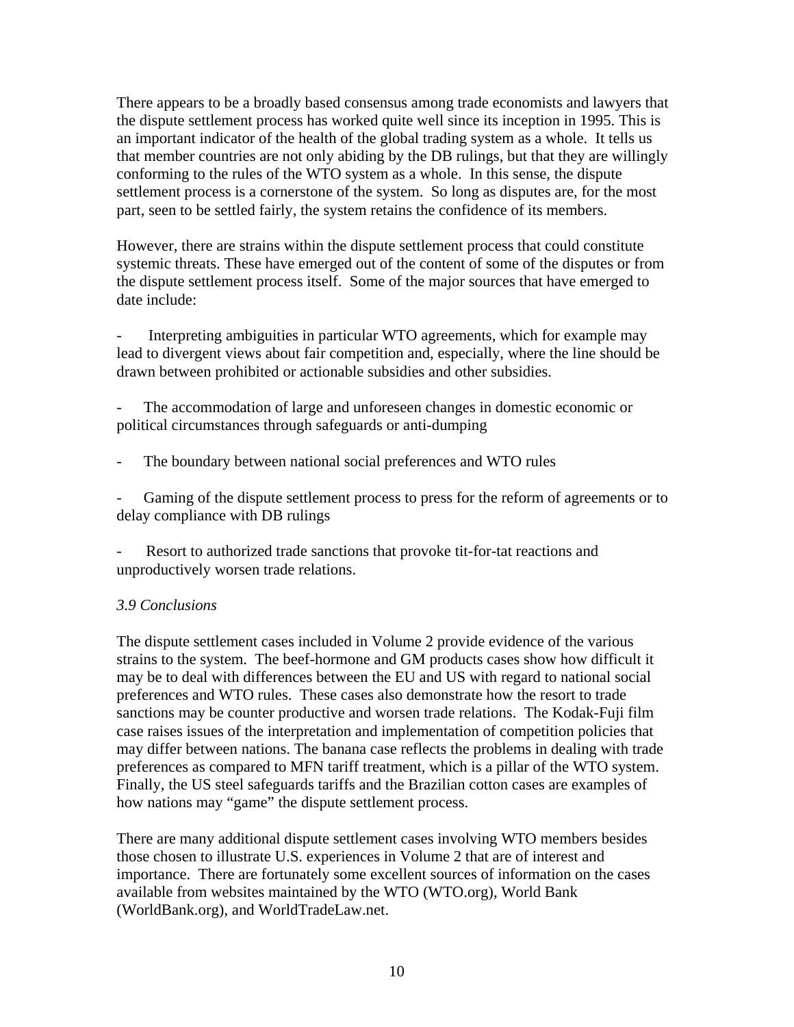There appears to be a broadly based consensus among trade economists and lawyers that the dispute settlement process has worked quite well since its inception in 1995. This is an important indicator of the health of the global trading system as a whole. It tells us that member countries are not only abiding by the DB rulings, but that they are willingly conforming to the rules of the WTO system as a whole. In this sense, the dispute settlement process is a cornerstone of the system. So long as disputes are, for the most part, seen to be settled fairly, the system retains the confidence of its members.

However, there are strains within the dispute settlement process that could constitute systemic threats. These have emerged out of the content of some of the disputes or from the dispute settlement process itself. Some of the major sources that have emerged to date include:

- Interpreting ambiguities in particular WTO agreements, which for example may lead to divergent views about fair competition and, especially, where the line should be drawn between prohibited or actionable subsidies and other subsidies.

- The accommodation of large and unforeseen changes in domestic economic or political circumstances through safeguards or anti-dumping

- The boundary between national social preferences and WTO rules

- Gaming of the dispute settlement process to press for the reform of agreements or to delay compliance with DB rulings

- Resort to authorized trade sanctions that provoke tit-for-tat reactions and unproductively worsen trade relations.

*3.9 Conclusions*

The dispute settlement cases included in Volume 2 provide evidence of the various strains to the system. The beef-hormone and GM products cases show how difficult it may be to deal with differences between the EU and US with regard to national social preferences and WTO rules. These cases also demonstrate how the resort to trade sanctions may be counter productive and worsen trade relations. The Kodak-Fuji film case raises issues of the interpretation and implementation of competition policies that may differ between nations. The banana case reflects the problems in dealing with trade preferences as compared to MFN tariff treatment, which is a pillar of the WTO system. Finally, the US steel safeguards tariffs and the Brazilian cotton cases are examples of how nations may "game" the dispute settlement process.

There are many additional dispute settlement cases involving WTO members besides those chosen to illustrate U.S. experiences in Volume 2 that are of interest and importance. There are fortunately some excellent sources of information on the cases available from websites maintained by the WTO (WTO.org), World Bank (WorldBank.org), and WorldTradeLaw.net.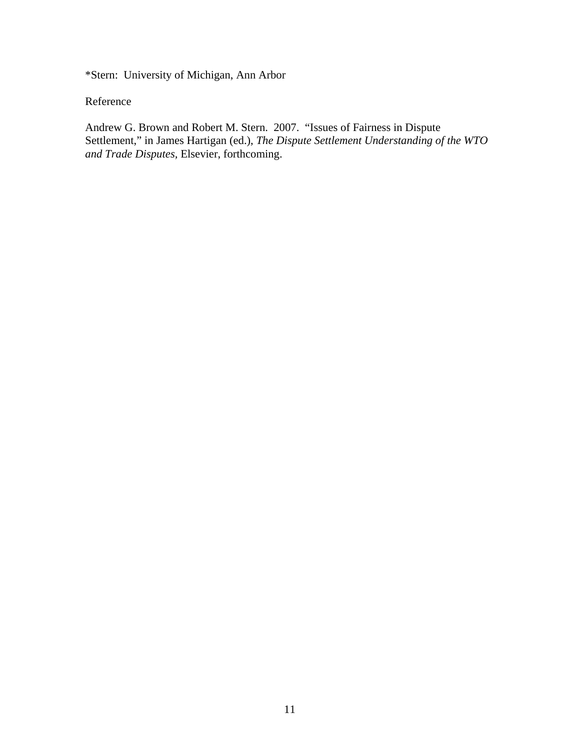*Stern: University of Michigan, Ann Arbor

Reference

Andrew G. Brown and Robert M. Stern. 2007. "Issues of Fairness in Dispute Settlement," in James Hartigan (ed.), *The Dispute Settlement Understanding of the WTO and Trade Disputes*, Elsevier, forthcoming.